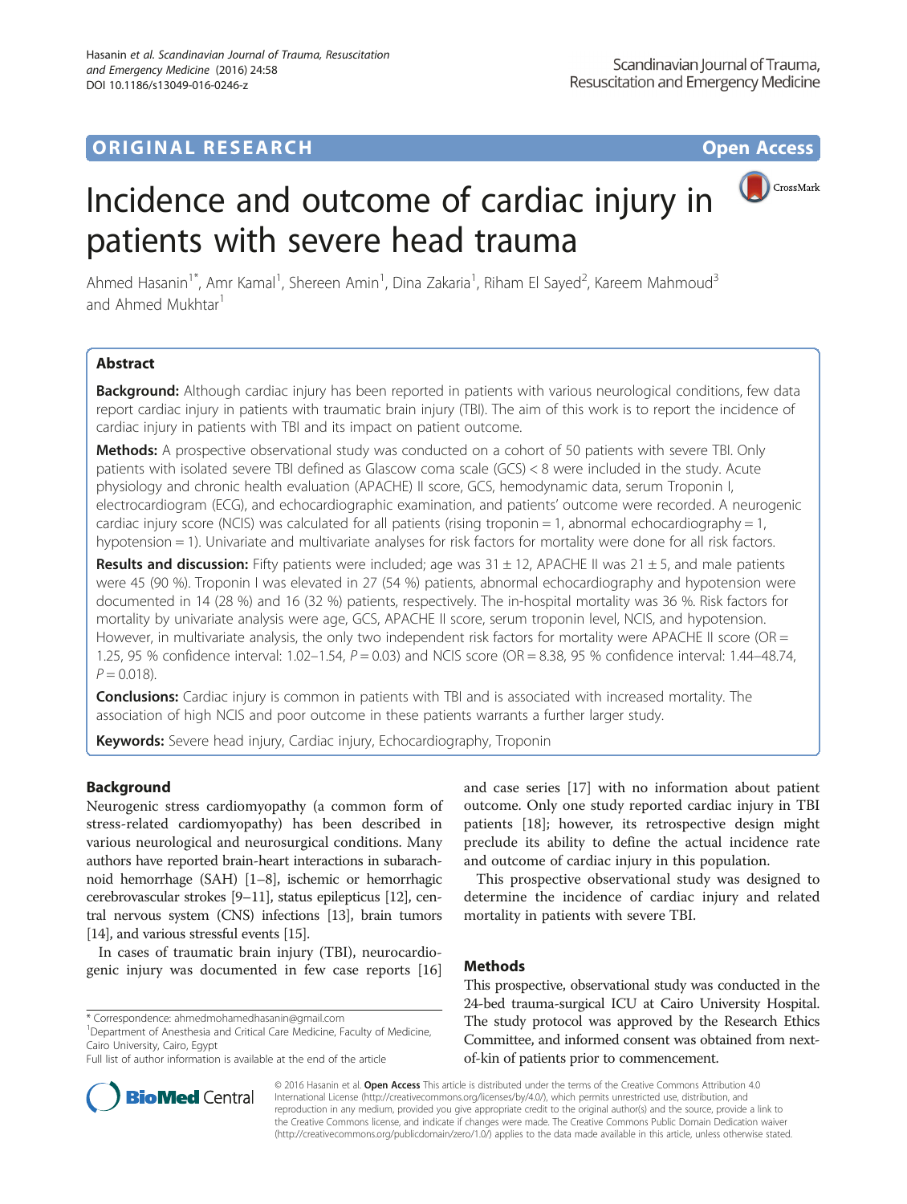ORIGINAL RESEARCH Open Access

# Incidence and outcome of cardiac injury in patients with severe head trauma

Ahmed Hasanin[1*], Amr Kamal[1], Shereen Amin[1], Dina Zakaria[1], Riham El Sayed[2], Kareem Mahmoud[3] and Ahmed Mukhtar[1]

## Abstract

**Background:** Although cardiac injury has been reported in patients with various neurological conditions, few data report cardiac injury in patients with traumatic brain injury (TBI). The aim of this work is to report the incidence of cardiac injury in patients with TBI and its impact on patient outcome.

**Methods:** A prospective observational study was conducted on a cohort of 50 patients with severe TBI. Only patients with isolated severe TBI defined as Glascow coma scale (GCS) < 8 were included in the study. Acute physiology and chronic health evaluation (APACHE) II score, GCS, hemodynamic data, serum Troponin I, electrocardiogram (ECG), and echocardiographic examination, and patients' outcome were recorded. A neurogenic cardiac injury score (NCIS) was calculated for all patients (rising troponin = 1, abnormal echocardiography = 1, hypotension = 1). Univariate and multivariate analyses for risk factors for mortality were done for all risk factors.

**Results and discussion:** Fifty patients were included; age was 31 ± 12, APACHE II was 21 ± 5, and male patients were 45 (90 %). Troponin I was elevated in 27 (54 %) patients, abnormal echocardiography and hypotension were documented in 14 (28 %) and 16 (32 %) patients, respectively. The in-hospital mortality was 36 %. Risk factors for mortality by univariate analysis were age, GCS, APACHE II score, serum troponin level, NCIS, and hypotension. However, in multivariate analysis, the only two independent risk factors for mortality were APACHE II score (OR = 1.25, 95 % confidence interval: 1.02–1.54, $P = 0.03$) and NCIS score (OR = 8.38, 95 % confidence interval: 1.44–48.74, $P = 0.018$).

**Conclusions:** Cardiac injury is common in patients with TBI and is associated with increased mortality. The association of high NCIS and poor outcome in these patients warrants a further larger study.

**Keywords:** Severe head injury, Cardiac injury, Echocardiography, Troponin

## Background

Neurogenic stress cardiomyopathy (a common form of stress-related cardiomyopathy) has been described in various neurological and neurosurgical conditions. Many authors have reported brain-heart interactions in subarachnoid hemorrhage (SAH) [1–8], ischemic or hemorrhagic cerebrovascular strokes [9–11], status epilepticus [12], central nervous system (CNS) infections [13], brain tumors [14], and various stressful events [15].

In cases of traumatic brain injury (TBI), neurocardiogenic injury was documented in few case reports [16] and case series [17] with no information about patient outcome. Only one study reported cardiac injury in TBI patients [18]; however, its retrospective design might preclude its ability to define the actual incidence rate and outcome of cardiac injury in this population.

This prospective observational study was designed to determine the incidence of cardiac injury and related mortality in patients with severe TBI.

## Methods

This prospective, observational study was conducted in the 24-bed trauma-surgical ICU at Cairo University Hospital. The study protocol was approved by the Research Ethics Committee, and informed consent was obtained from next-of-kin of patients prior to commencement.

* Correspondence: ahmedmohamedhasanin@gmail.com
[1]Department of Anesthesia and Critical Care Medicine, Faculty of Medicine, Cairo University, Cairo, Egypt
Full list of author information is available at the end of the article

© 2016 Hasanin et al. **Open Access** This article is distributed under the terms of the Creative Commons Attribution 4.0 International License (http://creativecommons.org/licenses/by/4.0/), which permits unrestricted use, distribution, and reproduction in any medium, provided you give appropriate credit to the original author(s) and the source, provide a link to the Creative Commons license, and indicate if changes were made. The Creative Commons Public Domain Dedication waiver (http://creativecommons.org/publicdomain/zero/1.0/) applies to the data made available in this article, unless otherwise stated.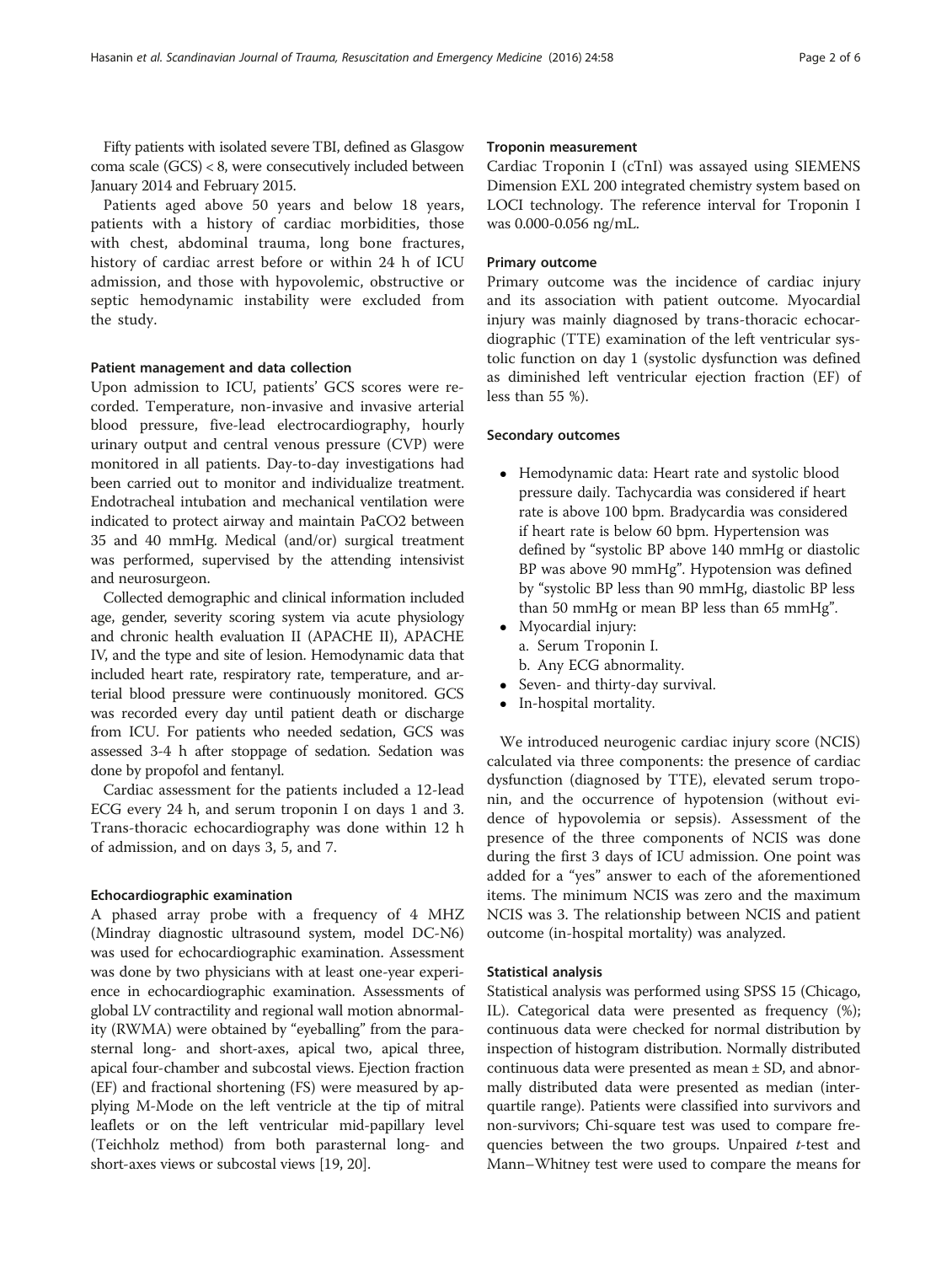Fifty patients with isolated severe TBI, defined as Glasgow coma scale (GCS) < 8, were consecutively included between January 2014 and February 2015.

Patients aged above 50 years and below 18 years, patients with a history of cardiac morbidities, those with chest, abdominal trauma, long bone fractures, history of cardiac arrest before or within 24 h of ICU admission, and those with hypovolemic, obstructive or septic hemodynamic instability were excluded from the study.

### Patient management and data collection

Upon admission to ICU, patients' GCS scores were recorded. Temperature, non-invasive and invasive arterial blood pressure, five-lead electrocardiography, hourly urinary output and central venous pressure (CVP) were monitored in all patients. Day-to-day investigations had been carried out to monitor and individualize treatment. Endotracheal intubation and mechanical ventilation were indicated to protect airway and maintain $PaCO_2$ between 35 and 40 mmHg. Medical (and/or) surgical treatment was performed, supervised by the attending intensivist and neurosurgeon.

Collected demographic and clinical information included age, gender, severity scoring system via acute physiology and chronic health evaluation II (APACHE II), APACHE IV, and the type and site of lesion. Hemodynamic data that included heart rate, respiratory rate, temperature, and arterial blood pressure were continuously monitored. GCS was recorded every day until patient death or discharge from ICU. For patients who needed sedation, GCS was assessed 3-4 h after stoppage of sedation. Sedation was done by propofol and fentanyl.

Cardiac assessment for the patients included a 12-lead ECG every 24 h, and serum troponin I on days 1 and 3. Trans-thoracic echocardiography was done within 12 h of admission, and on days 3, 5, and 7.

### Echocardiographic examination

A phased array probe with a frequency of 4 MHZ (Mindray diagnostic ultrasound system, model DC-N6) was used for echocardiographic examination. Assessment was done by two physicians with at least one-year experience in echocardiographic examination. Assessments of global LV contractility and regional wall motion abnormality (RWMA) were obtained by "eyeballing" from the parasternal long- and short-axes, apical two, apical three, apical four-chamber and subcostal views. Ejection fraction (EF) and fractional shortening (FS) were measured by applying M-Mode on the left ventricle at the tip of mitral leaflets or on the left ventricular mid-papillary level (Teichholz method) from both parasternal long- and short-axes views or subcostal views [19, 20].

### Troponin measurement

Cardiac Troponin I (cTnI) was assayed using SIEMENS Dimension EXL 200 integrated chemistry system based on LOCI technology. The reference interval for Troponin I was 0.000-0.056 ng/mL.

### Primary outcome

Primary outcome was the incidence of cardiac injury and its association with patient outcome. Myocardial injury was mainly diagnosed by trans-thoracic echocardiographic (TTE) examination of the left ventricular systolic function on day 1 (systolic dysfunction was defined as diminished left ventricular ejection fraction (EF) of less than 55 %).

### Secondary outcomes

- Hemodynamic data: Heart rate and systolic blood pressure daily. Tachycardia was considered if heart rate is above 100 bpm. Bradycardia was considered if heart rate is below 60 bpm. Hypertension was defined by "systolic BP above 140 mmHg or diastolic BP was above 90 mmHg". Hypotension was defined by "systolic BP less than 90 mmHg, diastolic BP less than 50 mmHg or mean BP less than 65 mmHg".
- Myocardial injury:
  a. Serum Troponin I.
  b. Any ECG abnormality.
- Seven- and thirty-day survival.
- In-hospital mortality.

We introduced neurogenic cardiac injury score (NCIS) calculated via three components: the presence of cardiac dysfunction (diagnosed by TTE), elevated serum troponin, and the occurrence of hypotension (without evidence of hypovolemia or sepsis). Assessment of the presence of the three components of NCIS was done during the first 3 days of ICU admission. One point was added for a "yes" answer to each of the aforementioned items. The minimum NCIS was zero and the maximum NCIS was 3. The relationship between NCIS and patient outcome (in-hospital mortality) was analyzed.

### Statistical analysis

Statistical analysis was performed using SPSS 15 (Chicago, IL). Categorical data were presented as frequency (%); continuous data were checked for normal distribution by inspection of histogram distribution. Normally distributed continuous data were presented as mean ± SD, and abnormally distributed data were presented as median (interquartile range). Patients were classified into survivors and non-survivors; Chi-square test was used to compare frequencies between the two groups. Unpaired *t*-test and Mann–Whitney test were used to compare the means for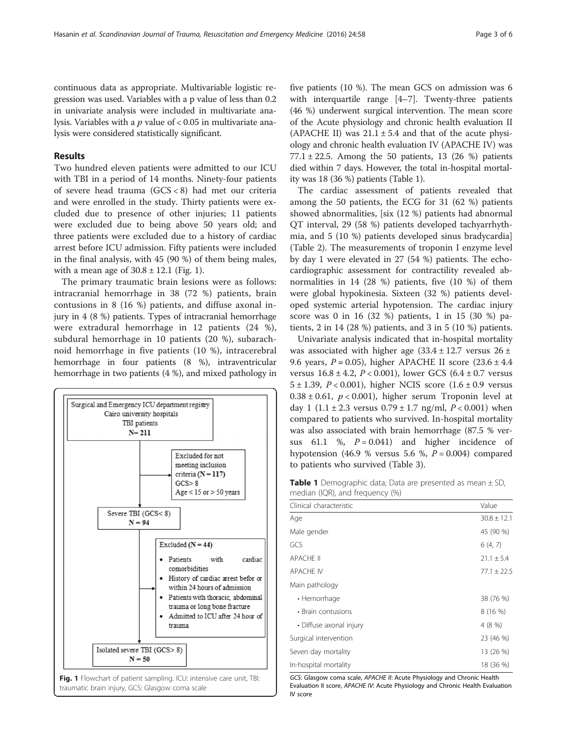continuous data as appropriate. Multivariable logistic regression was used. Variables with a p value of less than 0.2 in univariate analysis were included in multivariate analysis. Variables with a $p$ value of < 0.05 in multivariate analysis were considered statistically significant.

## Results

Two hundred eleven patients were admitted to our ICU with TBI in a period of 14 months. Ninety-four patients of severe head trauma (GCS < 8) had met our criteria and were enrolled in the study. Thirty patients were excluded due to presence of other injuries; 11 patients were excluded due to being above 50 years old; and three patients were excluded due to a history of cardiac arrest before ICU admission. Fifty patients were included in the final analysis, with 45 (90 %) of them being males, with a mean age of 30.8 ± 12.1 (Fig. 1).

The primary traumatic brain lesions were as follows: intracranial hemorrhage in 38 (72 %) patients, brain contusions in 8 (16 %) patients, and diffuse axonal injury in 4 (8 %) patients. Types of intracranial hemorrhage were extradural hemorrhage in 12 patients (24 %), subdural hemorrhage in 10 patients (20 %), subarachnoid hemorrhage in five patients (10 %), intracerebral hemorrhage in four patients (8 %), intraventricular hemorrhage in two patients (4 %), and mixed pathology in five patients (10 %). The mean GCS on admission was 6 with interquartile range [4–7]. Twenty-three patients (46 %) underwent surgical intervention. The mean score of the Acute physiology and chronic health evaluation II (APACHE II) was 21.1 ± 5.4 and that of the acute physiology and chronic health evaluation IV (APACHE IV) was 77.1 ± 22.5. Among the 50 patients, 13 (26 %) patients died within 7 days. However, the total in-hospital mortality was 18 (36 %) patients (Table 1).

Fig. 1 Flowchart of patient sampling. ICU: intensive care unit, TBI: traumatic brain injury, GCS: Glasgow coma scale

The cardiac assessment of patients revealed that among the 50 patients, the ECG for 31 (62 %) patients showed abnormalities, [six (12 %) patients had abnormal QT interval, 29 (58 %) patients developed tachyarrhythmia, and 5 (10 %) patients developed sinus bradycardia] (Table 2). The measurements of troponin I enzyme level by day 1 were elevated in 27 (54 %) patients. The echocardiographic assessment for contractility revealed abnormalities in 14 (28 %) patients, five (10 %) of them were global hypokinesia. Sixteen (32 %) patients developed systemic arterial hypotension. The cardiac injury score was 0 in 16 (32 %) patients, 1 in 15 (30 %) patients, 2 in 14 (28 %) patients, and 3 in 5 (10 %) patients.

Univariate analysis indicated that in-hospital mortality was associated with higher age (33.4 ± 12.7 versus 26 ± 9.6 years, $P = 0.05$), higher APACHE II score (23.6 ± 4.4 versus 16.8 ± 4.2, $P < 0.001$), lower GCS (6.4 ± 0.7 versus 5 ± 1.39, $P < 0.001$), higher NCIS score (1.6 ± 0.9 versus 0.38 ± 0.61, $p < 0.001$), higher serum Troponin level at day 1 (1.1 ± 2.3 versus 0.79 ± 1.7 ng/ml, $P < 0.001$) when compared to patients who survived. In-hospital mortality was also associated with brain hemorrhage (87.5 % versus 61.1 %, $P = 0.041$) and higher incidence of hypotension (46.9 % versus 5.6 %, $P = 0.004$) compared to patients who survived (Table 3).

**Table 1** Demographic data; Data are presented as mean ± SD, median (IQR), and frequency (%)

| Clinical characteristic | Value |
|---|---|
| Age | 30.8 ± 12.1 |
| Male gender | 45 (90 %) |
| GCS | 6 (4, 7) |
| APACHE II | 21.1 ± 5.4 |
| APACHE IV | 77.1 ± 22.5 |
| Main pathology | |
| • Hemorrhage | 38 (76 %) |
| • Brain contusions | 8 (16 %) |
| • Diffuse axonal injury | 4 (8 %) |
| Surgical intervention | 23 (46 %) |
| Seven day mortality | 13 (26 %) |
| In-hospital mortality | 18 (36 %) |

*GCS*: Glasgow coma scale, *APACHE II*: Acute Physiology and Chronic Health Evaluation II score, *APACHE IV*: Acute Physiology and Chronic Health Evaluation IV score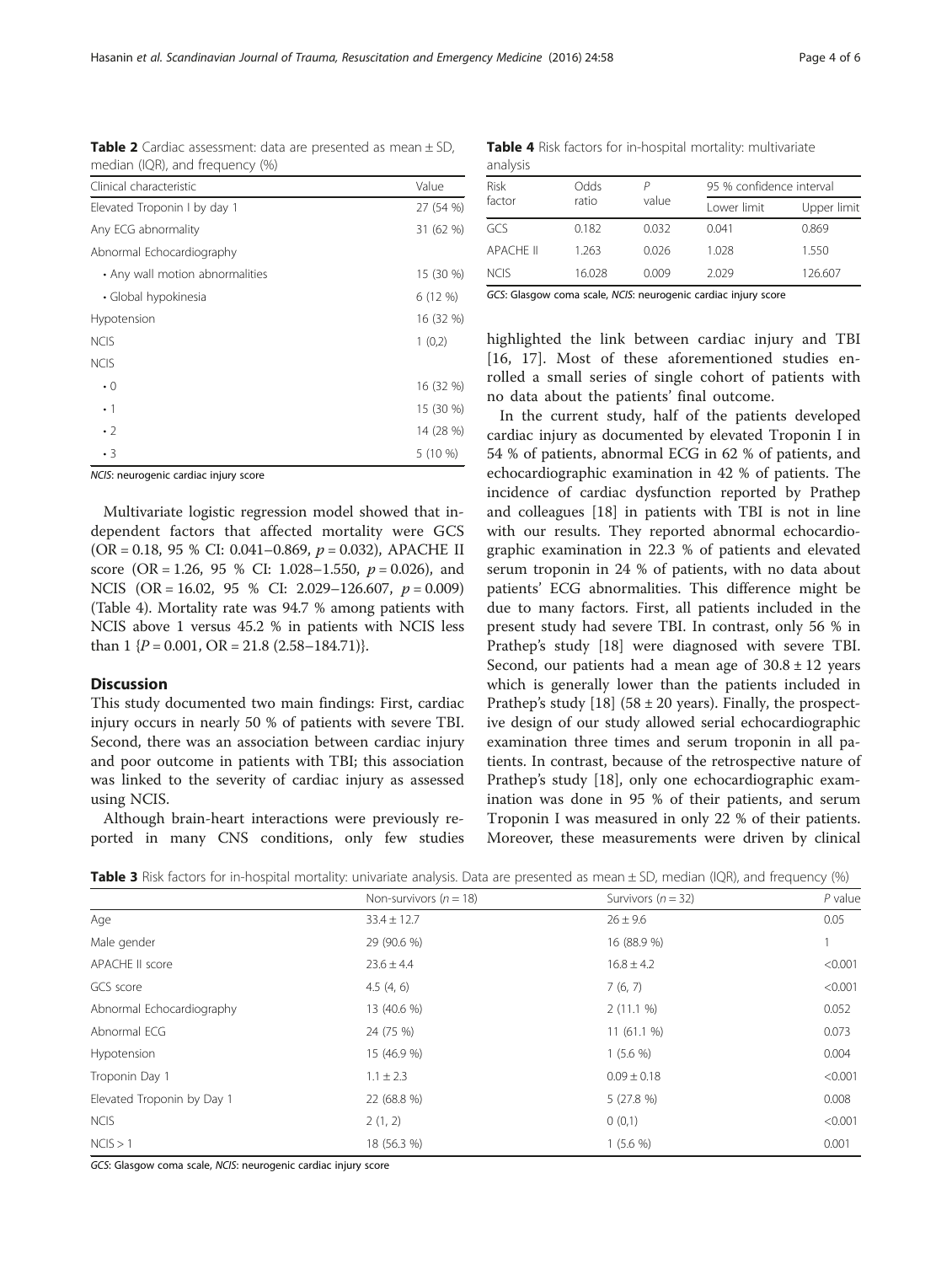**Table 2** Cardiac assessment: data are presented as mean ± SD, median (IQR), and frequency (%)

| Clinical characteristic | Value |
| --- | --- |
| Elevated Troponin I by day 1 | 27 (54 %) |
| Any ECG abnormality | 31 (62 %) |
| Abnormal Echocardiography | |
| • Any wall motion abnormalities | 15 (30 %) |
| • Global hypokinesia | 6 (12 %) |
| Hypotension | 16 (32 %) |
| NCIS | 1 (0,2) |
| NCIS | |
| • 0 | 16 (32 %) |
| • 1 | 15 (30 %) |
| • 2 | 14 (28 %) |
| • 3 | 5 (10 %) |

*NCIS*: neurogenic cardiac injury score

Multivariate logistic regression model showed that independent factors that affected mortality were GCS (OR = 0.18, 95 % CI: 0.041–0.869, $p = 0.032$), APACHE II score (OR = 1.26, 95 % CI: 1.028–1.550, $p = 0.026$), and NCIS (OR = 16.02, 95 % CI: 2.029–126.607, $p = 0.009$) (Table 4). Mortality rate was 94.7 % among patients with NCIS above 1 versus 45.2 % in patients with NCIS less than 1 {$P = 0.001$, OR = 21.8 (2.58–184.71)}.

## Discussion

This study documented two main findings: First, cardiac injury occurs in nearly 50 % of patients with severe TBI. Second, there was an association between cardiac injury and poor outcome in patients with TBI; this association was linked to the severity of cardiac injury as assessed using NCIS.

Although brain-heart interactions were previously reported in many CNS conditions, only few studies highlighted the link between cardiac injury and TBI [16, 17]. Most of these aforementioned studies enrolled a small series of single cohort of patients with no data about the patients' final outcome.

In the current study, half of the patients developed cardiac injury as documented by elevated Troponin I in 54 % of patients, abnormal ECG in 62 % of patients, and echocardiographic examination in 42 % of patients. The incidence of cardiac dysfunction reported by Prathep and colleagues [18] in patients with TBI is not in line with our results. They reported abnormal echocardiographic examination in 22.3 % of patients and elevated serum troponin in 24 % of patients, with no data about patients' ECG abnormalities. This difference might be due to many factors. First, all patients included in the present study had severe TBI. In contrast, only 56 % in Prathep's study [18] were diagnosed with severe TBI. Second, our patients had a mean age of 30.8 ± 12 years which is generally lower than the patients included in Prathep's study [18] (58 ± 20 years). Finally, the prospective design of our study allowed serial echocardiographic examination three times and serum troponin in all patients. In contrast, because of the retrospective nature of Prathep's study [18], only one echocardiographic examination was done in 95 % of their patients, and serum Troponin I was measured in only 22 % of their patients. Moreover, these measurements were driven by clinical

**Table 4** Risk factors for in-hospital mortality: multivariate analysis

| Risk factor | Odds ratio | *P* value | 95 % confidence interval | |
| --- | --- | --- | --- | --- |
| | | | Lower limit | Upper limit |
| GCS | 0.182 | 0.032 | 0.041 | 0.869 |
| APACHE II | 1.263 | 0.026 | 1.028 | 1.550 |
| NCIS | 16.028 | 0.009 | 2.029 | 126.607 |

*GCS*: Glasgow coma scale, *NCIS*: neurogenic cardiac injury score

**Table 3** Risk factors for in-hospital mortality: univariate analysis. Data are presented as mean ± SD, median (IQR), and frequency (%)

| | Non-survivors ($n = 18$) | Survivors ($n = 32$) | *P* value |
| --- | --- | --- | --- |
| Age | 33.4 ± 12.7 | 26 ± 9.6 | 0.05 |
| Male gender | 29 (90.6 %) | 16 (88.9 %) | 1 |
| APACHE II score | 23.6 ± 4.4 | 16.8 ± 4.2 | <0.001 |
| GCS score | 4.5 (4, 6) | 7 (6, 7) | <0.001 |
| Abnormal Echocardiography | 13 (40.6 %) | 2 (11.1 %) | 0.052 |
| Abnormal ECG | 24 (75 %) | 11 (61.1 %) | 0.073 |
| Hypotension | 15 (46.9 %) | 1 (5.6 %) | 0.004 |
| Troponin Day 1 | 1.1 ± 2.3 | 0.09 ± 0.18 | <0.001 |
| Elevated Troponin by Day 1 | 22 (68.8 %) | 5 (27.8 %) | 0.008 |
| NCIS | 2 (1, 2) | 0 (0,1) | <0.001 |
| NCIS > 1 | 18 (56.3 %) | 1 (5.6 %) | 0.001 |

*GCS*: Glasgow coma scale, *NCIS*: neurogenic cardiac injury score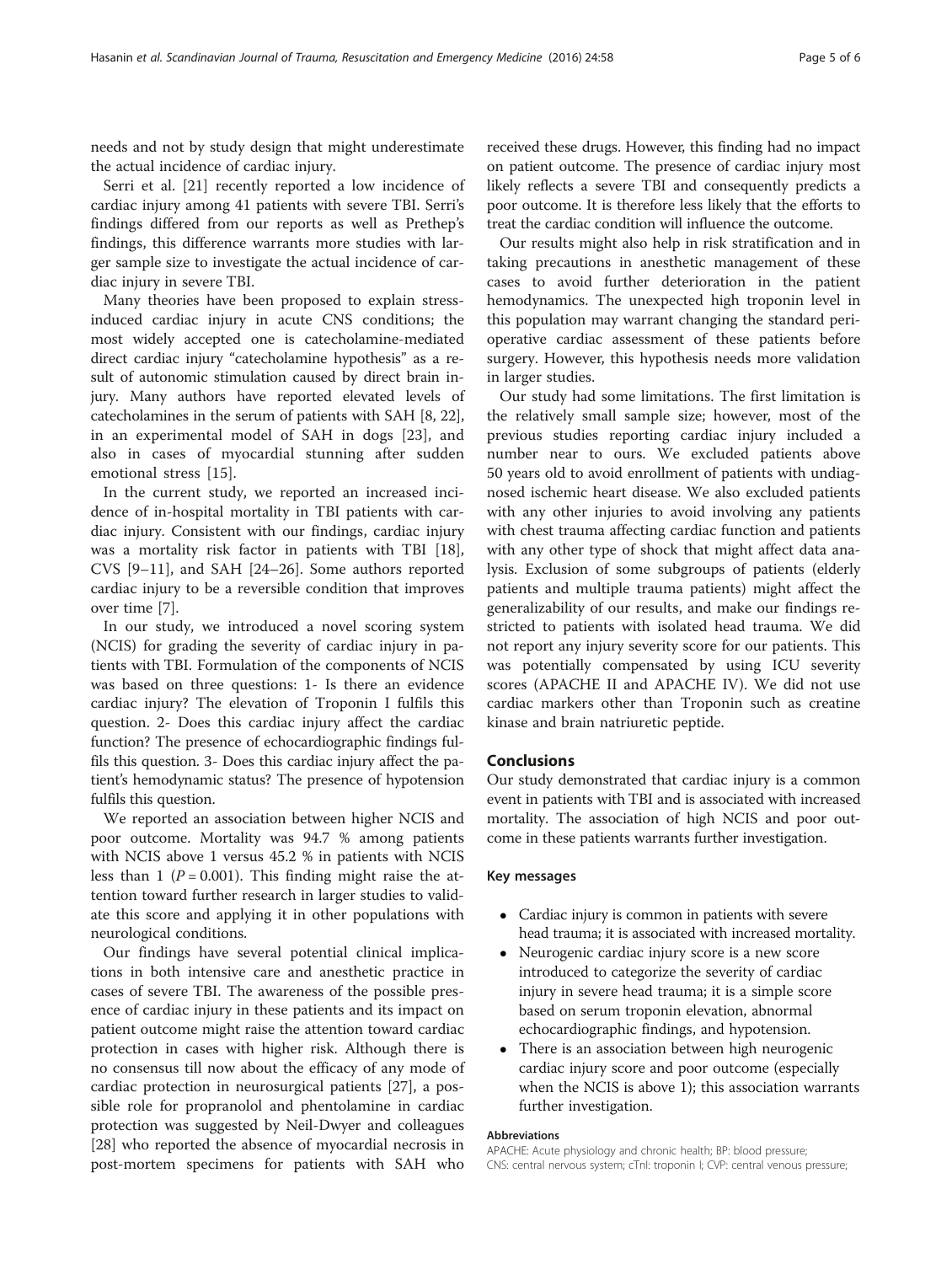needs and not by study design that might underestimate the actual incidence of cardiac injury.

Serri et al. [21] recently reported a low incidence of cardiac injury among 41 patients with severe TBI. Serri's findings differed from our reports as well as Prethep's findings, this difference warrants more studies with larger sample size to investigate the actual incidence of cardiac injury in severe TBI.

Many theories have been proposed to explain stress-induced cardiac injury in acute CNS conditions; the most widely accepted one is catecholamine-mediated direct cardiac injury "catecholamine hypothesis" as a result of autonomic stimulation caused by direct brain injury. Many authors have reported elevated levels of catecholamines in the serum of patients with SAH [8, 22], in an experimental model of SAH in dogs [23], and also in cases of myocardial stunning after sudden emotional stress [15].

In the current study, we reported an increased incidence of in-hospital mortality in TBI patients with cardiac injury. Consistent with our findings, cardiac injury was a mortality risk factor in patients with TBI [18], CVS [9–11], and SAH [24–26]. Some authors reported cardiac injury to be a reversible condition that improves over time [7].

In our study, we introduced a novel scoring system (NCIS) for grading the severity of cardiac injury in patients with TBI. Formulation of the components of NCIS was based on three questions: 1- Is there an evidence cardiac injury? The elevation of Troponin I fulfils this question. 2- Does this cardiac injury affect the cardiac function? The presence of echocardiographic findings fulfils this question. 3- Does this cardiac injury affect the patient's hemodynamic status? The presence of hypotension fulfils this question.

We reported an association between higher NCIS and poor outcome. Mortality was 94.7 % among patients with NCIS above 1 versus 45.2 % in patients with NCIS less than 1 ($P = 0.001$). This finding might raise the attention toward further research in larger studies to validate this score and applying it in other populations with neurological conditions.

Our findings have several potential clinical implications in both intensive care and anesthetic practice in cases of severe TBI. The awareness of the possible presence of cardiac injury in these patients and its impact on patient outcome might raise the attention toward cardiac protection in cases with higher risk. Although there is no consensus till now about the efficacy of any mode of cardiac protection in neurosurgical patients [27], a possible role for propranolol and phentolamine in cardiac protection was suggested by Neil-Dwyer and colleagues [28] who reported the absence of myocardial necrosis in post-mortem specimens for patients with SAH who received these drugs. However, this finding had no impact on patient outcome. The presence of cardiac injury most likely reflects a severe TBI and consequently predicts a poor outcome. It is therefore less likely that the efforts to treat the cardiac condition will influence the outcome.

Our results might also help in risk stratification and in taking precautions in anesthetic management of these cases to avoid further deterioration in the patient hemodynamics. The unexpected high troponin level in this population may warrant changing the standard perioperative cardiac assessment of these patients before surgery. However, this hypothesis needs more validation in larger studies.

Our study had some limitations. The first limitation is the relatively small sample size; however, most of the previous studies reporting cardiac injury included a number near to ours. We excluded patients above 50 years old to avoid enrollment of patients with undiagnosed ischemic heart disease. We also excluded patients with any other injuries to avoid involving any patients with chest trauma affecting cardiac function and patients with any other type of shock that might affect data analysis. Exclusion of some subgroups of patients (elderly patients and multiple trauma patients) might affect the generalizability of our results, and make our findings restricted to patients with isolated head trauma. We did not report any injury severity score for our patients. This was potentially compensated by using ICU severity scores (APACHE II and APACHE IV). We did not use cardiac markers other than Troponin such as creatine kinase and brain natriuretic peptide.

## Conclusions

Our study demonstrated that cardiac injury is a common event in patients with TBI and is associated with increased mortality. The association of high NCIS and poor outcome in these patients warrants further investigation.

### Key messages

- Cardiac injury is common in patients with severe head trauma; it is associated with increased mortality.
- Neurogenic cardiac injury score is a new score introduced to categorize the severity of cardiac injury in severe head trauma; it is a simple score based on serum troponin elevation, abnormal echocardiographic findings, and hypotension.
- There is an association between high neurogenic cardiac injury score and poor outcome (especially when the NCIS is above 1); this association warrants further investigation.

#### Abbreviations

APACHE: Acute physiology and chronic health; BP: blood pressure; CNS: central nervous system; cTnI: troponin I; CVP: central venous pressure;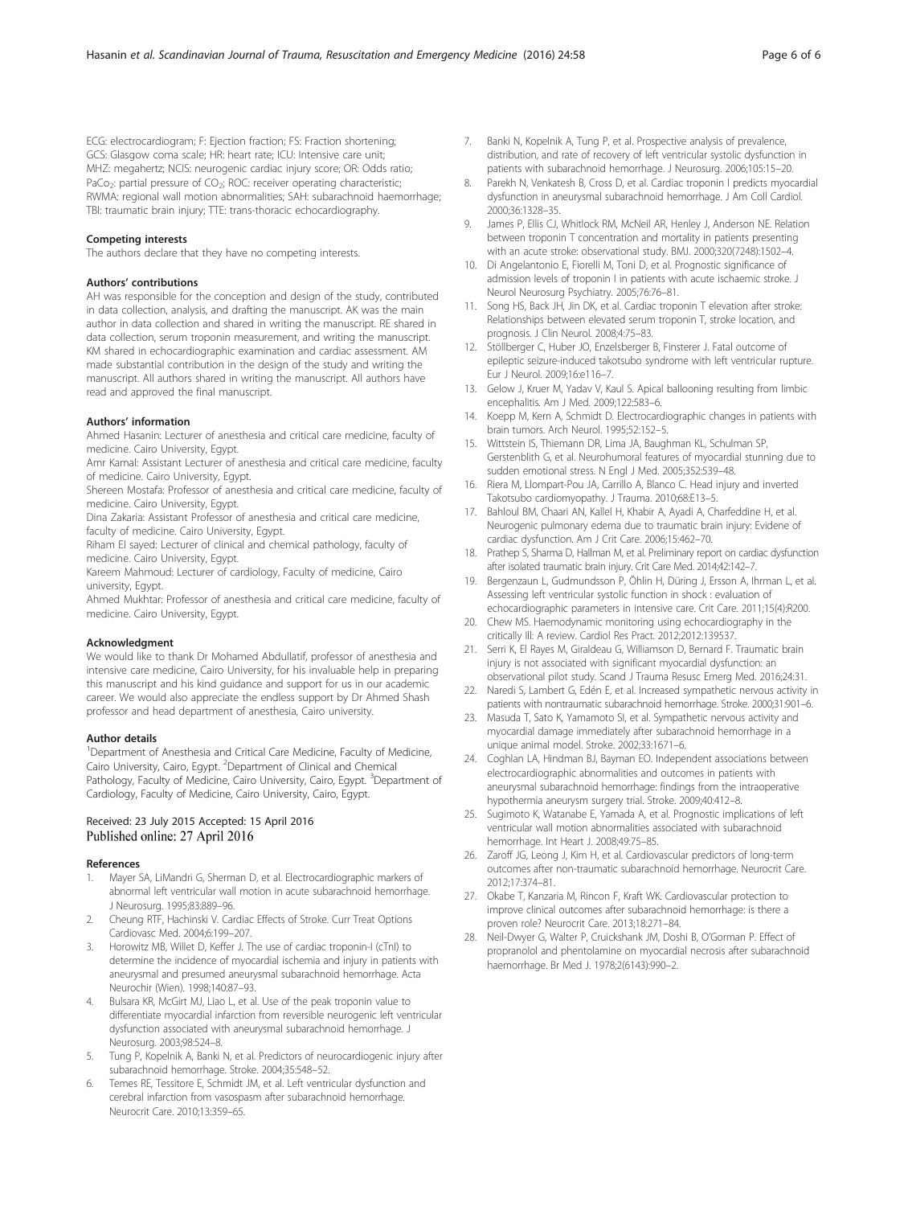ECG: electrocardiogram; F: Ejection fraction; FS: Fraction shortening; GCS: Glasgow coma scale; HR: heart rate; ICU: Intensive care unit; MHZ: megahertz; NCIS: neurogenic cardiac injury score; OR: Odds ratio; $PaCo_2$: partial pressure of $CO_2$; ROC: receiver operating characteristic; RWMA: regional wall motion abnormalities; SAH: subarachnoid haemorrhage; TBI: traumatic brain injury; TTE: trans-thoracic echocardiography.

#### Competing interests

The authors declare that they have no competing interests.

#### Authors' contributions

AH was responsible for the conception and design of the study, contributed in data collection, analysis, and drafting the manuscript. AK was the main author in data collection and shared in writing the manuscript. RE shared in data collection, serum troponin measurement, and writing the manuscript. KM shared in echocardiographic examination and cardiac assessment. AM made substantial contribution in the design of the study and writing the manuscript. All authors shared in writing the manuscript. All authors have read and approved the final manuscript.

#### Authors' information

Ahmed Hasanin: Lecturer of anesthesia and critical care medicine, faculty of medicine. Cairo University, Egypt.

Amr Kamal: Assistant Lecturer of anesthesia and critical care medicine, faculty of medicine. Cairo University, Egypt.

Shereen Mostafa: Professor of anesthesia and critical care medicine, faculty of medicine. Cairo University, Egypt.

Dina Zakaria: Assistant Professor of anesthesia and critical care medicine, faculty of medicine. Cairo University, Egypt.

Riham El sayed: Lecturer of clinical and chemical pathology, faculty of medicine. Cairo University, Egypt.

Kareem Mahmoud: Lecturer of cardiology, Faculty of medicine, Cairo university, Egypt.

Ahmed Mukhtar: Professor of anesthesia and critical care medicine, faculty of medicine. Cairo University, Egypt.

#### Acknowledgment

We would like to thank Dr Mohamed Abdullatif, professor of anesthesia and intensive care medicine, Cairo University, for his invaluable help in preparing this manuscript and his kind guidance and support for us in our academic career. We would also appreciate the endless support by Dr Ahmed Shash professor and head department of anesthesia, Cairo university.

#### Author details

[1]Department of Anesthesia and Critical Care Medicine, Faculty of Medicine, Cairo University, Cairo, Egypt. [2]Department of Clinical and Chemical Pathology, Faculty of Medicine, Cairo University, Cairo, Egypt. [3]Department of Cardiology, Faculty of Medicine, Cairo University, Cairo, Egypt.

Received: 23 July 2015 Accepted: 15 April 2016
Published online: 27 April 2016

#### References

1. Mayer SA, LiMandri G, Sherman D, et al. Electrocardiographic markers of abnormal left ventricular wall motion in acute subarachnoid hemorrhage. J Neurosurg. 1995;83:889–96.
2. Cheung RTF, Hachinski V. Cardiac Effects of Stroke. Curr Treat Options Cardiovasc Med. 2004;6:199–207.
3. Horowitz MB, Willet D, Keffer J. The use of cardiac troponin-I (cTnI) to determine the incidence of myocardial ischemia and injury in patients with aneurysmal and presumed aneurysmal subarachnoid hemorrhage. Acta Neurochir (Wien). 1998;140:87–93.
4. Bulsara KR, McGirt MJ, Liao L, et al. Use of the peak troponin value to differentiate myocardial infarction from reversible neurogenic left ventricular dysfunction associated with aneurysmal subarachnoid hemorrhage. J Neurosurg. 2003;98:524–8.
5. Tung P, Kopelnik A, Banki N, et al. Predictors of neurocardiogenic injury after subarachnoid hemorrhage. Stroke. 2004;35:548–52.
6. Temes RE, Tessitore E, Schmidt JM, et al. Left ventricular dysfunction and cerebral infarction from vasospasm after subarachnoid hemorrhage. Neurocrit Care. 2010;13:359–65.
7. Banki N, Kopelnik A, Tung P, et al. Prospective analysis of prevalence, distribution, and rate of recovery of left ventricular systolic dysfunction in patients with subarachnoid hemorrhage. J Neurosurg. 2006;105:15–20.
8. Parekh N, Venkatesh B, Cross D, et al. Cardiac troponin I predicts myocardial dysfunction in aneurysmal subarachnoid hemorrhage. J Am Coll Cardiol. 2000;36:1328–35.
9. James P, Ellis CJ, Whitlock RM, McNeil AR, Henley J, Anderson NE. Relation between troponin T concentration and mortality in patients presenting with an acute stroke: observational study. BMJ. 2000;320(7248):1502–4.
10. Di Angelantonio E, Fiorelli M, Toni D, et al. Prognostic significance of admission levels of troponin I in patients with acute ischaemic stroke. J Neurol Neurosurg Psychiatry. 2005;76:76–81.
11. Song HS, Back JH, Jin DK, et al. Cardiac troponin T elevation after stroke: Relationships between elevated serum troponin T, stroke location, and prognosis. J Clin Neurol. 2008;4:75–83.
12. Stöllberger C, Huber JO, Enzelsberger B, Finsterer J. Fatal outcome of epileptic seizure-induced takotsubo syndrome with left ventricular rupture. Eur J Neurol. 2009;16:e116–7.
13. Gelow J, Kruer M, Yadav V, Kaul S. Apical ballooning resulting from limbic encephalitis. Am J Med. 2009;122:583–6.
14. Koepp M, Kern A, Schmidt D. Electrocardiographic changes in patients with brain tumors. Arch Neurol. 1995;52:152–5.
15. Wittstein IS, Thiemann DR, Lima JA, Baughman KL, Schulman SP, Gerstenblith G, et al. Neurohumoral features of myocardial stunning due to sudden emotional stress. N Engl J Med. 2005;352:539–48.
16. Riera M, Llompart-Pou JA, Carrillo A, Blanco C. Head injury and inverted Takotsubo cardiomyopathy. J Trauma. 2010;68:E13–5.
17. Bahloul BM, Chaari AN, Kallel H, Khabir A, Ayadi A, Charfeddine H, et al. Neurogenic pulmonary edema due to traumatic brain injury: Evidene of cardiac dysfunction. Am J Crit Care. 2006;15:462–70.
18. Prathep S, Sharma D, Hallman M, et al. Preliminary report on cardiac dysfunction after isolated traumatic brain injury. Crit Care Med. 2014;42:142–7.
19. Bergenzaun L, Gudmundsson P, Öhlin H, Düring J, Ersson A, Ihrman L, et al. Assessing left ventricular systolic function in shock : evaluation of echocardiographic parameters in intensive care. Crit Care. 2011;15(4):R200.
20. Chew MS. Haemodynamic monitoring using echocardiography in the critically Ill: A review. Cardiol Res Pract. 2012;2012:139537.
21. Serri K, El Rayes M, Giraldeau G, Williamson D, Bernard F. Traumatic brain injury is not associated with significant myocardial dysfunction: an observational pilot study. Scand J Trauma Resusc Emerg Med. 2016;24:31.
22. Naredi S, Lambert G, Edén E, et al. Increased sympathetic nervous activity in patients with nontraumatic subarachnoid hemorrhage. Stroke. 2000;31:901–6.
23. Masuda T, Sato K, Yamamoto SI, et al. Sympathetic nervous activity and myocardial damage immediately after subarachnoid hemorrhage in a unique animal model. Stroke. 2002;33:1671–6.
24. Coghlan LA, Hindman BJ, Bayman EO. Independent associations between electrocardiographic abnormalities and outcomes in patients with aneurysmal subarachnoid hemorrhage: findings from the intraoperative hypothermia aneurysm surgery trial. Stroke. 2009;40:412–8.
25. Sugimoto K, Watanabe E, Yamada A, et al. Prognostic implications of left ventricular wall motion abnormalities associated with subarachnoid hemorrhage. Int Heart J. 2008;49:75–85.
26. Zaroff JG, Leong J, Kim H, et al. Cardiovascular predictors of long-term outcomes after non-traumatic subarachnoid hemorrhage. Neurocrit Care. 2012;17:374–81.
27. Okabe T, Kanzaria M, Rincon F, Kraft WK. Cardiovascular protection to improve clinical outcomes after subarachnoid hemorrhage: is there a proven role? Neurocrit Care. 2013;18:271–84.
28. Neil-Dwyer G, Walter P, Cruickshank JM, Doshi B, O'Gorman P. Effect of propranolol and phentolamine on myocardial necrosis after subarachnoid haemorrhage. Br Med J. 1978;2(6143):990–2.